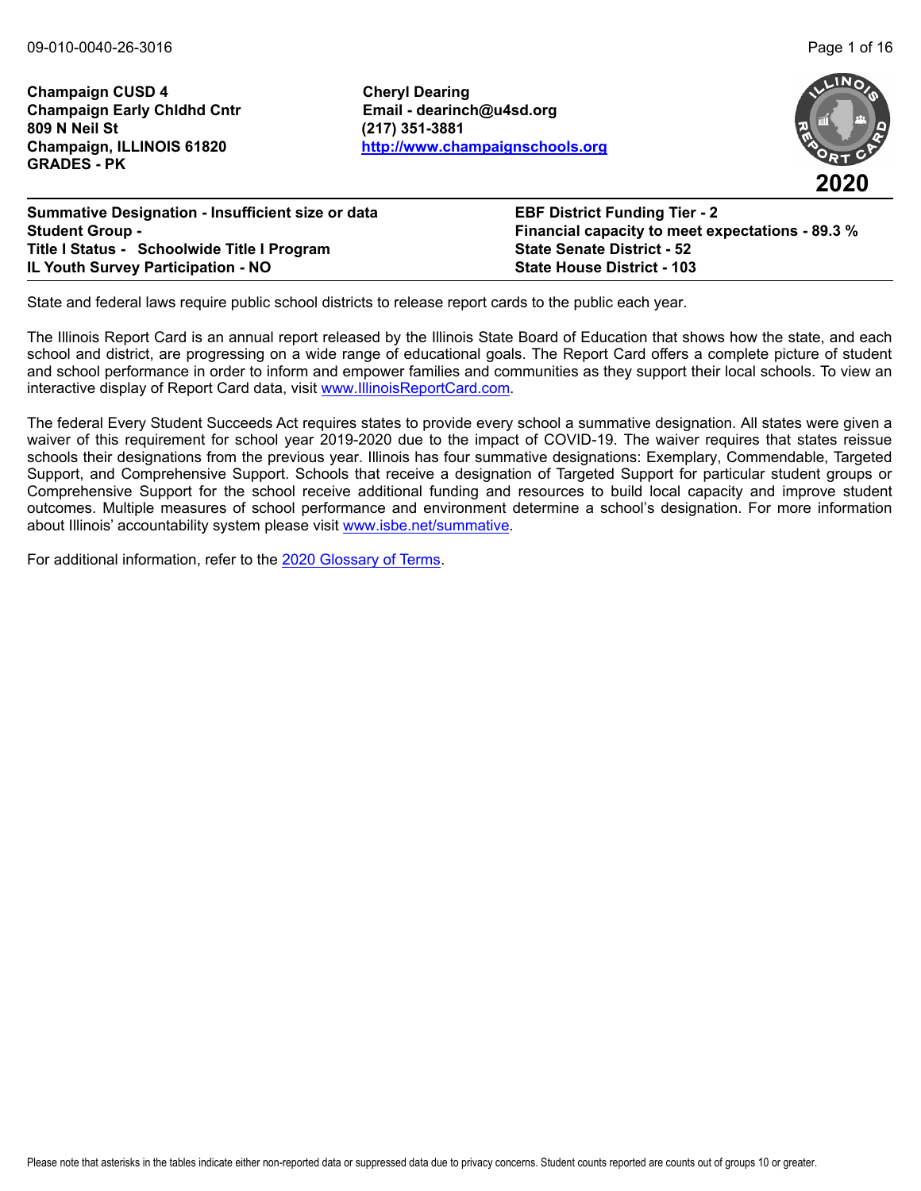**Champaign CUSD 4**
**Champaign Early Chldhd Cntr**
**809 N Neil St**
**Champaign, ILLINOIS 61820**
**GRADES - PK**

**Cheryl Dearing**
**Email - dearinch@u4sd.org**
**(217) 351-3881**
**[http://www.champaignschools.org](http://www.champaignschools.org)**

**2020**

**Summative Designation - Insufficient size or data**
**Student Group -**
**Title I Status - Schoolwide Title I Program**
**IL Youth Survey Participation - NO**

**EBF District Funding Tier - 2**
**Financial capacity to meet expectations - 89.3 %**
**State Senate District - 52**
**State House District - 103**

State and federal laws require public school districts to release report cards to the public each year.

The Illinois Report Card is an annual report released by the Illinois State Board of Education that shows how the state, and each school and district, are progressing on a wide range of educational goals. The Report Card offers a complete picture of student and school performance in order to inform and empower families and communities as they support their local schools. To view an interactive display of Report Card data, visit [www.IllinoisReportCard.com](www.IllinoisReportCard.com).

The federal Every Student Succeeds Act requires states to provide every school a summative designation. All states were given a waiver of this requirement for school year 2019-2020 due to the impact of COVID-19. The waiver requires that states reissue schools their designations from the previous year. Illinois has four summative designations: Exemplary, Commendable, Targeted Support, and Comprehensive Support. Schools that receive a designation of Targeted Support for particular student groups or Comprehensive Support for the school receive additional funding and resources to build local capacity and improve student outcomes. Multiple measures of school performance and environment determine a school's designation. For more information about Illinois' accountability system please visit [www.isbe.net/summative](www.isbe.net/summative).

For additional information, refer to the 2020 Glossary of Terms.

Please note that asterisks in the tables indicate either non-reported data or suppressed data due to privacy concerns. Student counts reported are counts out of groups 10 or greater.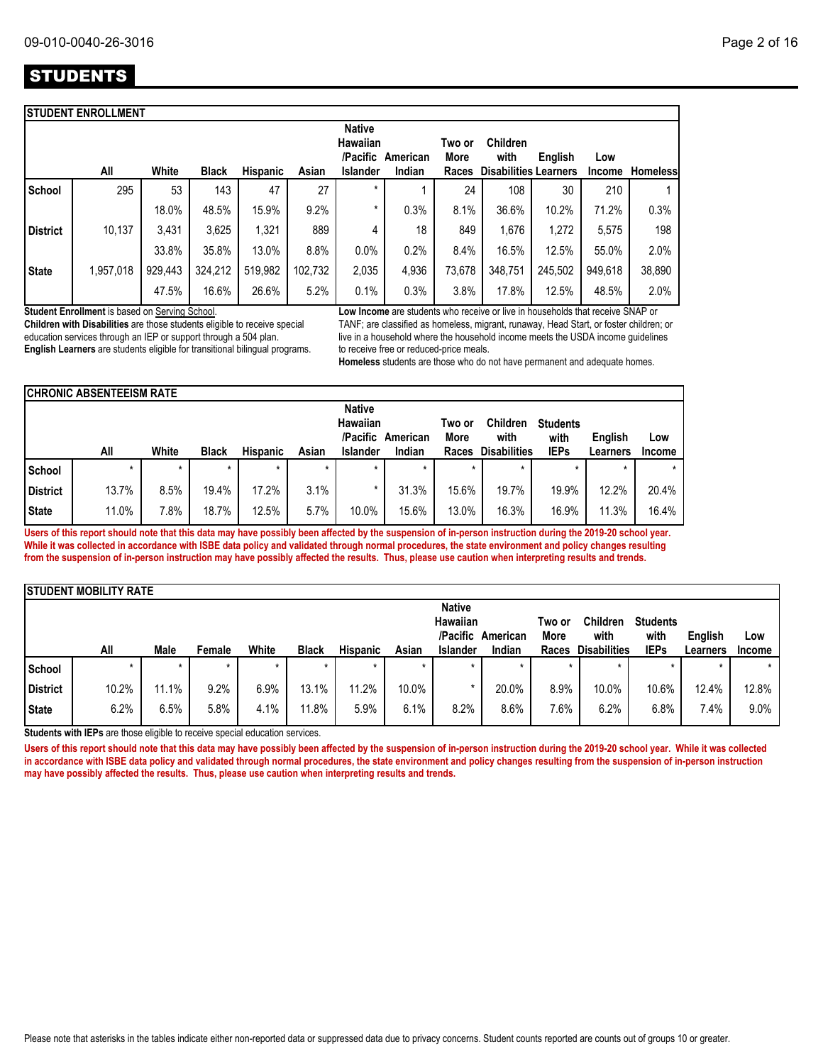# STUDENTS

## STUDENT ENROLLMENT

| | All | White | Black | Hispanic | Asian | Native Hawaiian /Pacific Islander | American Indian | Two or More Races | Children with Disabilities | English Learners | Low Income | Homeless |
|---|---|---|---|---|---|---|---|---|---|---|---|---|
| School | 295 | 53 | 143 | 47 | 27 | * | 1 | 24 | 108 | 30 | 210 | 1 |
| | | 18.0% | 48.5% | 15.9% | 9.2% | * | 0.3% | 8.1% | 36.6% | 10.2% | 71.2% | 0.3% |
| District | 10,137 | 3,431 | 3,625 | 1,321 | 889 | 4 | 18 | 849 | 1,676 | 1,272 | 5,575 | 198 |
| | | 33.8% | 35.8% | 13.0% | 8.8% | 0.0% | 0.2% | 8.4% | 16.5% | 12.5% | 55.0% | 2.0% |
| State | 1,957,018 | 929,443 | 324,212 | 519,982 | 102,732 | 2,035 | 4,936 | 73,678 | 348,751 | 245,502 | 949,618 | 38,890 |
| | | 47.5% | 16.6% | 26.6% | 5.2% | 0.1% | 0.3% | 3.8% | 17.8% | 12.5% | 48.5% | 2.0% |

**Student Enrollment** is based on Serving School.
**Children with Disabilities** are those students eligible to receive special education services through an IEP or support through a 504 plan.
**English Learners** are students eligible for transitional bilingual programs.

**Low Income** are students who receive or live in households that receive SNAP or TANF; are classified as homeless, migrant, runaway, Head Start, or foster children; or live in a household where the household income meets the USDA income guidelines to receive free or reduced-price meals.
**Homeless** students are those who do not have permanent and adequate homes.

## CHRONIC ABSENTEEISM RATE

| | All | White | Black | Hispanic | Asian | Native Hawaiian /Pacific Islander | American Indian | Two or More Races | Children with Disabilities | Students with IEPs | English Learners | Low Income |
|---|---|---|---|---|---|---|---|---|---|---|---|---|
| School | * | * | * | * | * | * | * | * | * | * | * | * |
| District | 13.7% | 8.5% | 19.4% | 17.2% | 3.1% | * | 31.3% | 15.6% | 19.7% | 19.9% | 12.2% | 20.4% |
| State | 11.0% | 7.8% | 18.7% | 12.5% | 5.7% | 10.0% | 15.6% | 13.0% | 16.3% | 16.9% | 11.3% | 16.4% |

**Users of this report should note that this data may have possibly been affected by the suspension of in-person instruction during the 2019-20 school year. While it was collected in accordance with ISBE data policy and validated through normal procedures, the state environment and policy changes resulting from the suspension of in-person instruction may have possibly affected the results. Thus, please use caution when interpreting results and trends.**

## STUDENT MOBILITY RATE

| | All | Male | Female | White | Black | Hispanic | Asian | Native Hawaiian /Pacific Islander | American Indian | Two or More Races | Children with Disabilities | Students with IEPs | English Learners | Low Income |
|---|---|---|---|---|---|---|---|---|---|---|---|---|---|---|
| School | * | * | * | * | * | * | * | * | * | * | * | * | * | * |
| District | 10.2% | 11.1% | 9.2% | 6.9% | 13.1% | 11.2% | 10.0% | * | 20.0% | 8.9% | 10.0% | 10.6% | 12.4% | 12.8% |
| State | 6.2% | 6.5% | 5.8% | 4.1% | 11.8% | 5.9% | 6.1% | 8.2% | 8.6% | 7.6% | 6.2% | 6.8% | 7.4% | 9.0% |

**Students with IEPs** are those eligible to receive special education services.

**Users of this report should note that this data may have possibly been affected by the suspension of in-person instruction during the 2019-20 school year. While it was collected in accordance with ISBE data policy and validated through normal procedures, the state environment and policy changes resulting from the suspension of in-person instruction may have possibly affected the results. Thus, please use caution when interpreting results and trends.**

Please note that asterisks in the tables indicate either non-reported data or suppressed data due to privacy concerns. Student counts reported are counts out of groups 10 or greater.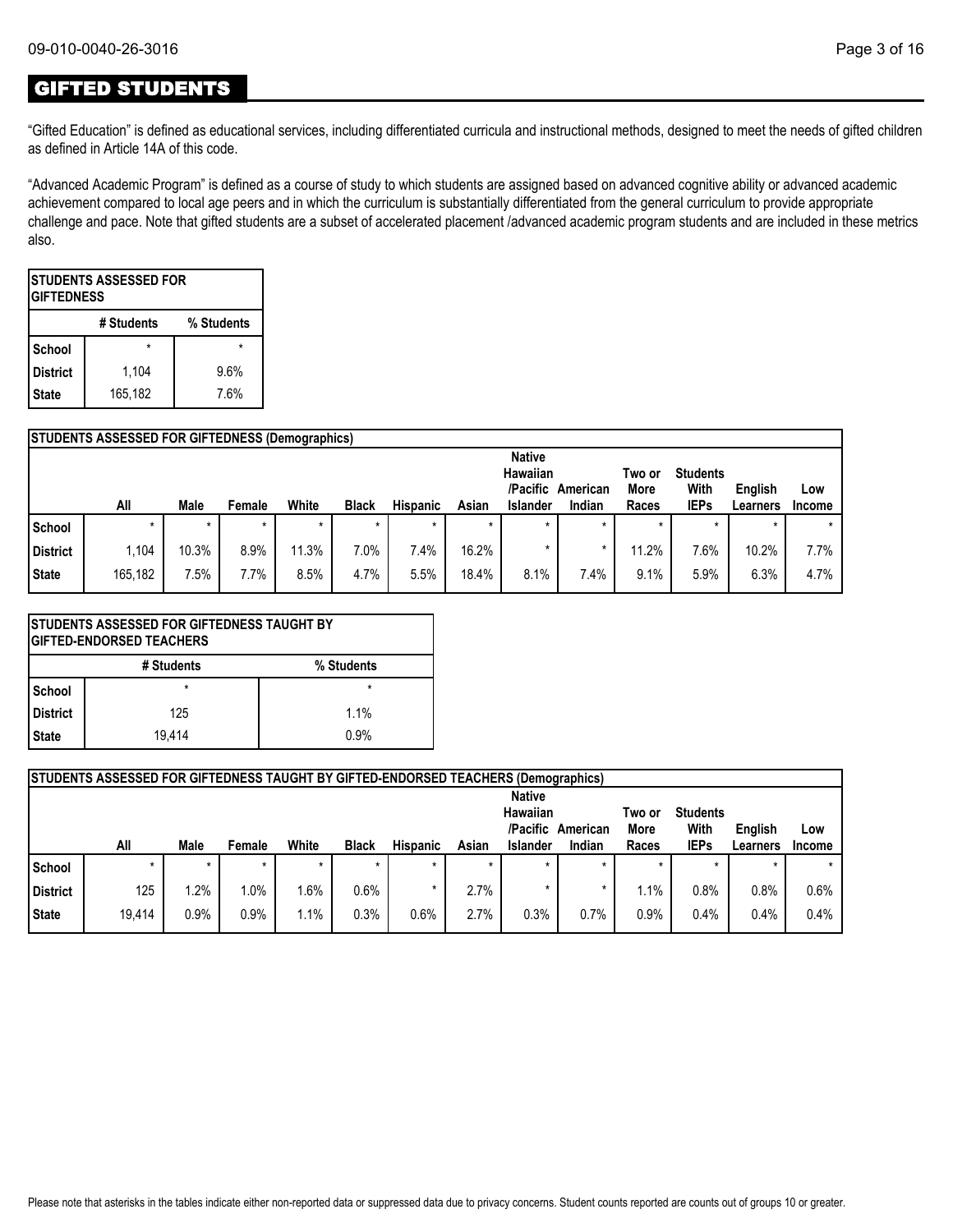# GIFTED STUDENTS

"Gifted Education" is defined as educational services, including differentiated curricula and instructional methods, designed to meet the needs of gifted children as defined in Article 14A of this code.

"Advanced Academic Program" is defined as a course of study to which students are assigned based on advanced cognitive ability or advanced academic achievement compared to local age peers and in which the curriculum is substantially differentiated from the general curriculum to provide appropriate challenge and pace. Note that gifted students are a subset of accelerated placement /advanced academic program students and are included in these metrics also.

| STUDENTS ASSESSED FOR GIFTEDNESS | | |
|---|---|---|
| | # Students | % Students |
| School | * | * |
| District | 1,104 | 9.6% |
| State | 165,182 | 7.6% |

| STUDENTS ASSESSED FOR GIFTEDNESS (Demographics) | | | | | | | | | | | | | |
|---|---|---|---|---|---|---|---|---|---|---|---|---|---|
| | All | Male | Female | White | Black | Hispanic | Asian | Native Hawaiian /Pacific Islander | American Indian | Two or More Races | Students With IEPs | English Learners | Low Income |
| School | * | * | * | * | * | * | * | * | * | * | * | * | * |
| District | 1,104 | 10.3% | 8.9% | 11.3% | 7.0% | 7.4% | 16.2% | * | * | 11.2% | 7.6% | 10.2% | 7.7% |
| State | 165,182 | 7.5% | 7.7% | 8.5% | 4.7% | 5.5% | 18.4% | 8.1% | 7.4% | 9.1% | 5.9% | 6.3% | 4.7% |

| STUDENTS ASSESSED FOR GIFTEDNESS TAUGHT BY GIFTED-ENDORSED TEACHERS | | |
|---|---|---|
| | # Students | % Students |
| School | * | * |
| District | 125 | 1.1% |
| State | 19,414 | 0.9% |

| STUDENTS ASSESSED FOR GIFTEDNESS TAUGHT BY GIFTED-ENDORSED TEACHERS (Demographics) | | | | | | | | | | | | | |
|---|---|---|---|---|---|---|---|---|---|---|---|---|---|
| | All | Male | Female | White | Black | Hispanic | Asian | Native Hawaiian /Pacific Islander | American Indian | Two or More Races | Students With IEPs | English Learners | Low Income |
| School | * | * | * | * | * | * | * | * | * | * | * | * | * |
| District | 125 | 1.2% | 1.0% | 1.6% | 0.6% | * | 2.7% | * | * | 1.1% | 0.8% | 0.8% | 0.6% |
| State | 19,414 | 0.9% | 0.9% | 1.1% | 0.3% | 0.6% | 2.7% | 0.3% | 0.7% | 0.9% | 0.4% | 0.4% | 0.4% |

Please note that asterisks in the tables indicate either non-reported data or suppressed data due to privacy concerns. Student counts reported are counts out of groups 10 or greater.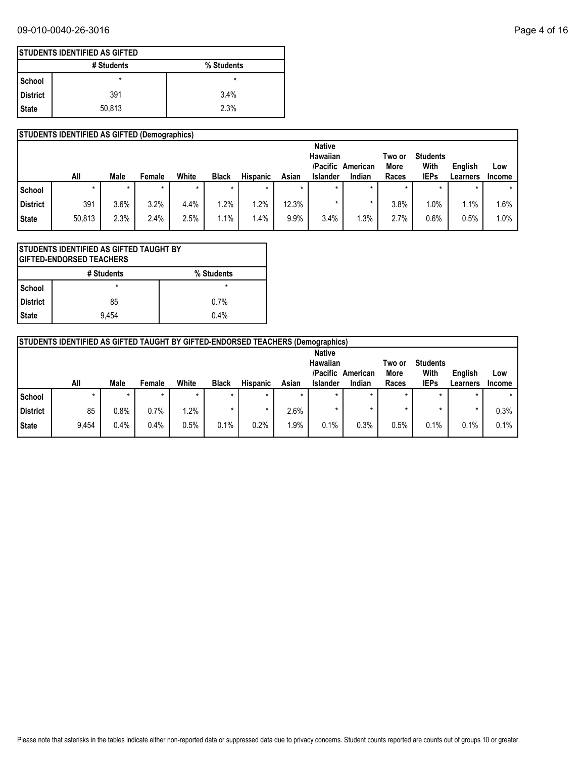| STUDENTS IDENTIFIED AS GIFTED | | |
|---|---|---|
| | # Students | % Students |
| School | * | * |
| District | 391 | 3.4% |
| State | 50,813 | 2.3% |

| STUDENTS IDENTIFIED AS GIFTED (Demographics) | | | | | | | | | | | | | |
|---|---|---|---|---|---|---|---|---|---|---|---|---|---|
| | All | Male | Female | White | Black | Hispanic | Asian | Native Hawaiian /Pacific Islander | American Indian | Two or More Races | Students With IEPs | English Learners | Low Income |
| School | * | * | * | * | * | * | * | * | * | * | * | * | * |
| District | 391 | 3.6% | 3.2% | 4.4% | 1.2% | 1.2% | 12.3% | * | * | 3.8% | 1.0% | 1.1% | 1.6% |
| State | 50,813 | 2.3% | 2.4% | 2.5% | 1.1% | 1.4% | 9.9% | 3.4% | 1.3% | 2.7% | 0.6% | 0.5% | 1.0% |

| STUDENTS IDENTIFIED AS GIFTED TAUGHT BY GIFTED-ENDORSED TEACHERS | | |
|---|---|---|
| | # Students | % Students |
| School | * | * |
| District | 85 | 0.7% |
| State | 9,454 | 0.4% |

| STUDENTS IDENTIFIED AS GIFTED TAUGHT BY GIFTED-ENDORSED TEACHERS (Demographics) | | | | | | | | | | | | | |
|---|---|---|---|---|---|---|---|---|---|---|---|---|---|
| | All | Male | Female | White | Black | Hispanic | Asian | Native Hawaiian /Pacific Islander | American Indian | Two or More Races | Students With IEPs | English Learners | Low Income |
| School | * | * | * | * | * | * | * | * | * | * | * | * | * |
| District | 85 | 0.8% | 0.7% | 1.2% | * | * | 2.6% | * | * | * | * | * | 0.3% |
| State | 9,454 | 0.4% | 0.4% | 0.5% | 0.1% | 0.2% | 1.9% | 0.1% | 0.3% | 0.5% | 0.1% | 0.1% | 0.1% |

Please note that asterisks in the tables indicate either non-reported data or suppressed data due to privacy concerns. Student counts reported are counts out of groups 10 or greater.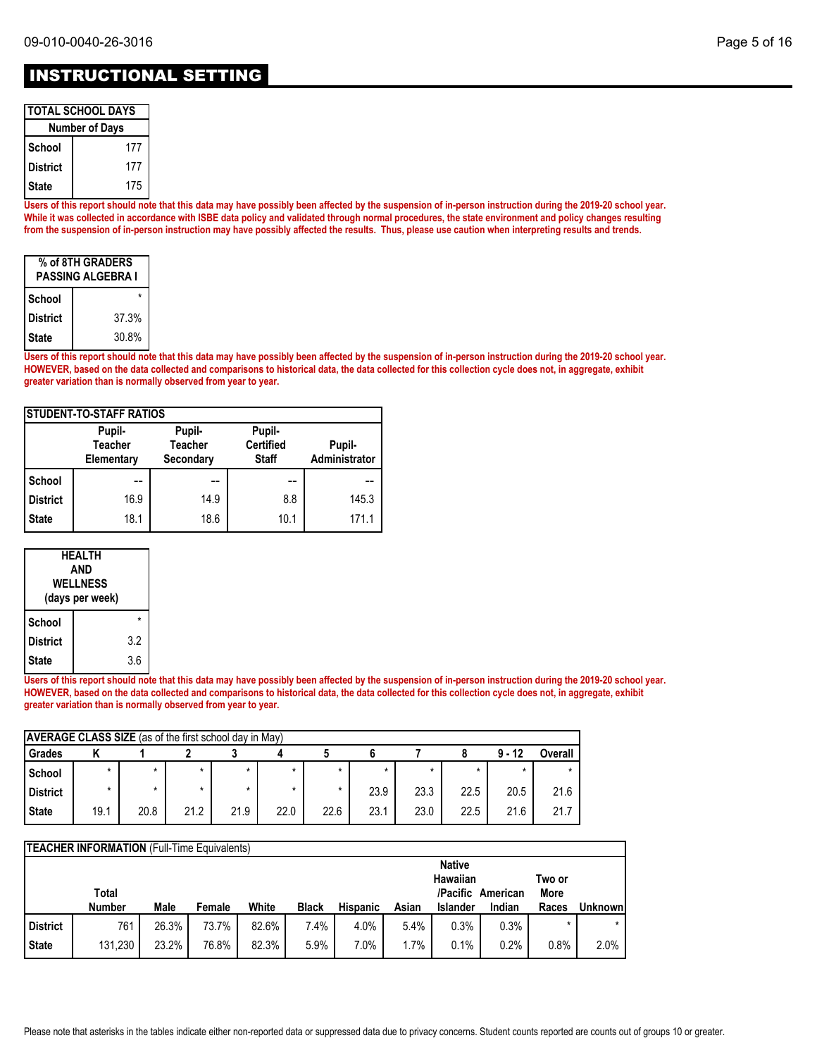# INSTRUCTIONAL SETTING

| TOTAL SCHOOL DAYS | |
|---|---|
| | Number of Days |
| School | 177 |
| District | 177 |
| State | 175 |

**Users of this report should note that this data may have possibly been affected by the suspension of in-person instruction during the 2019-20 school year. While it was collected in accordance with ISBE data policy and validated through normal procedures, the state environment and policy changes resulting from the suspension of in-person instruction may have possibly affected the results. Thus, please use caution when interpreting results and trends.**

| % of 8TH GRADERS PASSING ALGEBRA I | |
|---|---|
| School | * |
| District | 37.3% |
| State | 30.8% |

**Users of this report should note that this data may have possibly been affected by the suspension of in-person instruction during the 2019-20 school year. HOWEVER, based on the data collected and comparisons to historical data, the data collected for this collection cycle does not, in aggregate, exhibit greater variation than is normally observed from year to year.**

| STUDENT-TO-STAFF RATIOS | Pupil-Teacher Elementary | Pupil-Teacher Secondary | Pupil-Certified Staff | Pupil-Administrator |
|---|---|---|---|---|
| School | -- | -- | -- | -- |
| District | 16.9 | 14.9 | 8.8 | 145.3 |
| State | 18.1 | 18.6 | 10.1 | 171.1 |

| HEALTH AND WELLNESS (days per week) | |
|---|---|
| School | * |
| District | 3.2 |
| State | 3.6 |

**Users of this report should note that this data may have possibly been affected by the suspension of in-person instruction during the 2019-20 school year. HOWEVER, based on the data collected and comparisons to historical data, the data collected for this collection cycle does not, in aggregate, exhibit greater variation than is normally observed from year to year.**

**AVERAGE CLASS SIZE** (as of the first school day in May)

| Grades | K | 1 | 2 | 3 | 4 | 5 | 6 | 7 | 8 | 9 - 12 | Overall |
|---|---|---|---|---|---|---|---|---|---|---|---|
| School | * | * | * | * | * | * | * | * | * | * | * |
| District | * | * | * | * | * | * | 23.9 | 23.3 | 22.5 | 20.5 | 21.6 |
| State | 19.1 | 20.8 | 21.2 | 21.9 | 22.0 | 22.6 | 23.1 | 23.0 | 22.5 | 21.6 | 21.7 |

**TEACHER INFORMATION** (Full-Time Equivalents)

| | Total Number | Male | Female | White | Black | Hispanic | Asian | Native Hawaiian /Pacific Islander | American Indian | Two or More Races | Unknown |
|---|---|---|---|---|---|---|---|---|---|---|---|
| District | 761 | 26.3% | 73.7% | 82.6% | 7.4% | 4.0% | 5.4% | 0.3% | 0.3% | * | * |
| State | 131,230 | 23.2% | 76.8% | 82.3% | 5.9% | 7.0% | 1.7% | 0.1% | 0.2% | 0.8% | 2.0% |

Please note that asterisks in the tables indicate either non-reported data or suppressed data due to privacy concerns. Student counts reported are counts out of groups 10 or greater.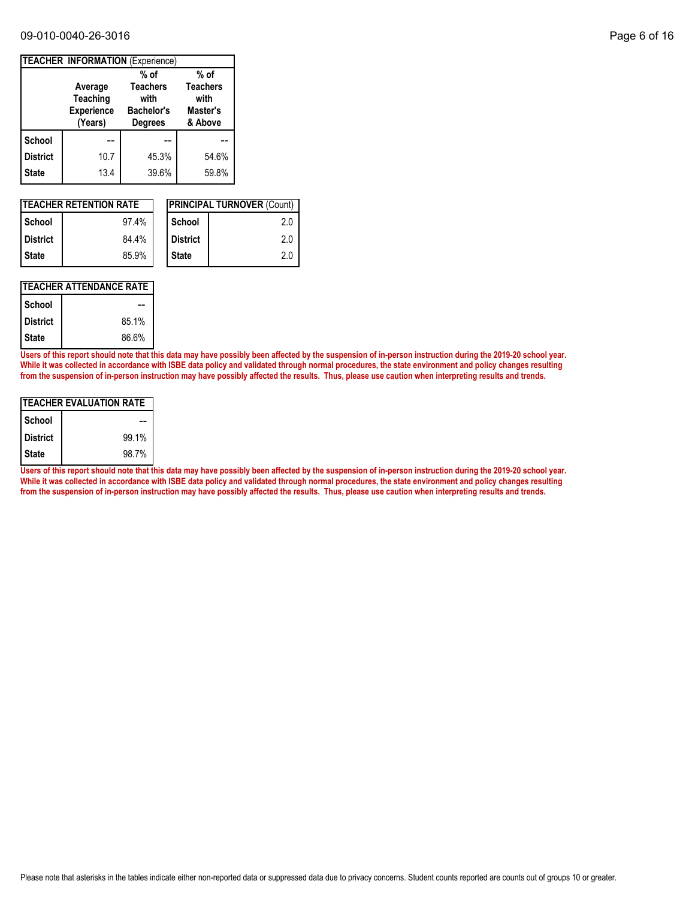| TEACHER INFORMATION (Experience) | Average Teaching Experience (Years) | % of Teachers with Bachelor's Degrees | % of Teachers with Master's & Above |
|---|---|---|---|
| School | -- | -- | -- |
| District | 10.7 | 45.3% | 54.6% |
| State | 13.4 | 39.6% | 59.8% |

| TEACHER RETENTION RATE | |
|---|---|
| School | 97.4% |
| District | 84.4% |
| State | 85.9% |

| PRINCIPAL TURNOVER (Count) | |
|---|---|
| School | 2.0 |
| District | 2.0 |
| State | 2.0 |

| TEACHER ATTENDANCE RATE | |
|---|---|
| School | -- |
| District | 85.1% |
| State | 86.6% |

**Users of this report should note that this data may have possibly been affected by the suspension of in-person instruction during the 2019-20 school year. While it was collected in accordance with ISBE data policy and validated through normal procedures, the state environment and policy changes resulting from the suspension of in-person instruction may have possibly affected the results. Thus, please use caution when interpreting results and trends.**

| TEACHER EVALUATION RATE | |
|---|---|
| School | -- |
| District | 99.1% |
| State | 98.7% |

**Users of this report should note that this data may have possibly been affected by the suspension of in-person instruction during the 2019-20 school year. While it was collected in accordance with ISBE data policy and validated through normal procedures, the state environment and policy changes resulting from the suspension of in-person instruction may have possibly affected the results. Thus, please use caution when interpreting results and trends.**

Please note that asterisks in the tables indicate either non-reported data or suppressed data due to privacy concerns. Student counts reported are counts out of groups 10 or greater.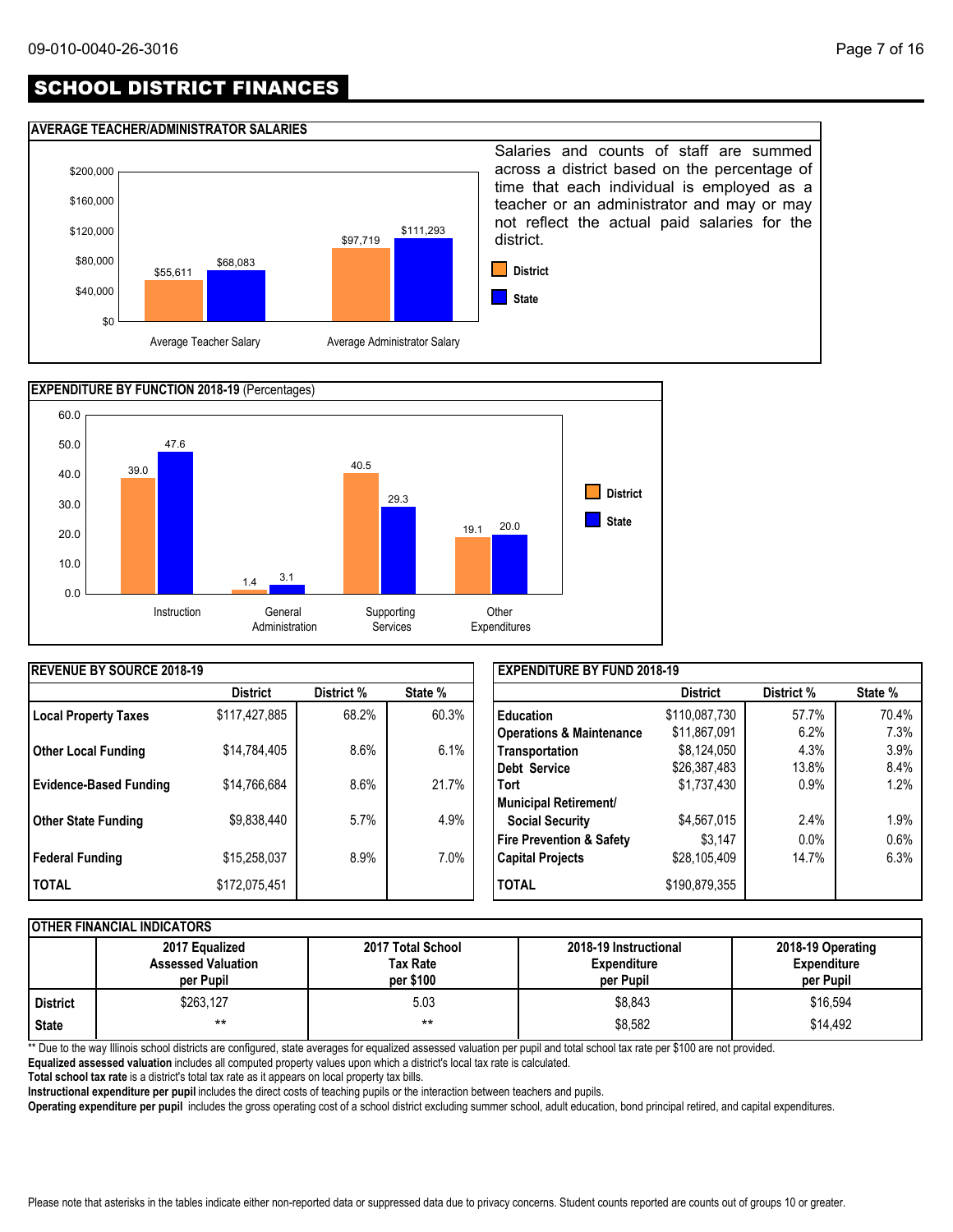# SCHOOL DISTRICT FINANCES

## AVERAGE TEACHER/ADMINISTRATOR SALARIES

| | District | State |
|---|---|---|
| Average Teacher Salary | $55,611 | $68,083 |
| Average Administrator Salary | $97,719 | $111,293 |

Salaries and counts of staff are summed across a district based on the percentage of time that each individual is employed as a teacher or an administrator and may or may not reflect the actual paid salaries for the district.

## EXPENDITURE BY FUNCTION 2018-19 (Percentages)

| | District | State |
|---|---|---|
| Instruction | 39.0 | 47.6 |
| General Administration | 1.4 | 3.1 |
| Supporting Services | 40.5 | 29.3 |
| Other Expenditures | 19.1 | 20.0 |

## REVENUE BY SOURCE 2018-19

| | District | District % | State % |
|---|---|---|---|
| **Local Property Taxes** | $117,427,885 | 68.2% | 60.3% |
| **Other Local Funding** | $14,784,405 | 8.6% | 6.1% |
| **Evidence-Based Funding** | $14,766,684 | 8.6% | 21.7% |
| **Other State Funding** | $9,838,440 | 5.7% | 4.9% |
| **Federal Funding** | $15,258,037 | 8.9% | 7.0% |
| **TOTAL** | $172,075,451 | | |

## EXPENDITURE BY FUND 2018-19

| | District | District % | State % |
|---|---|---|---|
| **Education** | $110,087,730 | 57.7% | 70.4% |
| **Operations & Maintenance** | $11,867,091 | 6.2% | 7.3% |
| **Transportation** | $8,124,050 | 4.3% | 3.9% |
| **Debt Service** | $26,387,483 | 13.8% | 8.4% |
| **Tort** | $1,737,430 | 0.9% | 1.2% |
| **Municipal Retirement/ Social Security** | $4,567,015 | 2.4% | 1.9% |
| **Fire Prevention & Safety** | $3,147 | 0.0% | 0.6% |
| **Capital Projects** | $28,105,409 | 14.7% | 6.3% |
| **TOTAL** | $190,879,355 | | |

## OTHER FINANCIAL INDICATORS

| | 2017 Equalized Assessed Valuation per Pupil | 2017 Total School Tax Rate per $100 | 2018-19 Instructional Expenditure per Pupil | 2018-19 Operating Expenditure per Pupil |
|---|---|---|---|---|
| **District** | $263,127 | 5.03 | $8,843 | $16,594 |
| **State** | ** | ** | $8,582 | $14,492 |

** Due to the way Illinois school districts are configured, state averages for equalized assessed valuation per pupil and total school tax rate per $100 are not provided.

**Equalized assessed valuation** includes all computed property values upon which a district's local tax rate is calculated.

**Total school tax rate** is a district's total tax rate as it appears on local property tax bills.

**Instructional expenditure per pupil** includes the direct costs of teaching pupils or the interaction between teachers and pupils.

**Operating expenditure per pupil** includes the gross operating cost of a school district excluding summer school, adult education, bond principal retired, and capital expenditures.

Please note that asterisks in the tables indicate either non-reported data or suppressed data due to privacy concerns. Student counts reported are counts out of groups 10 or greater.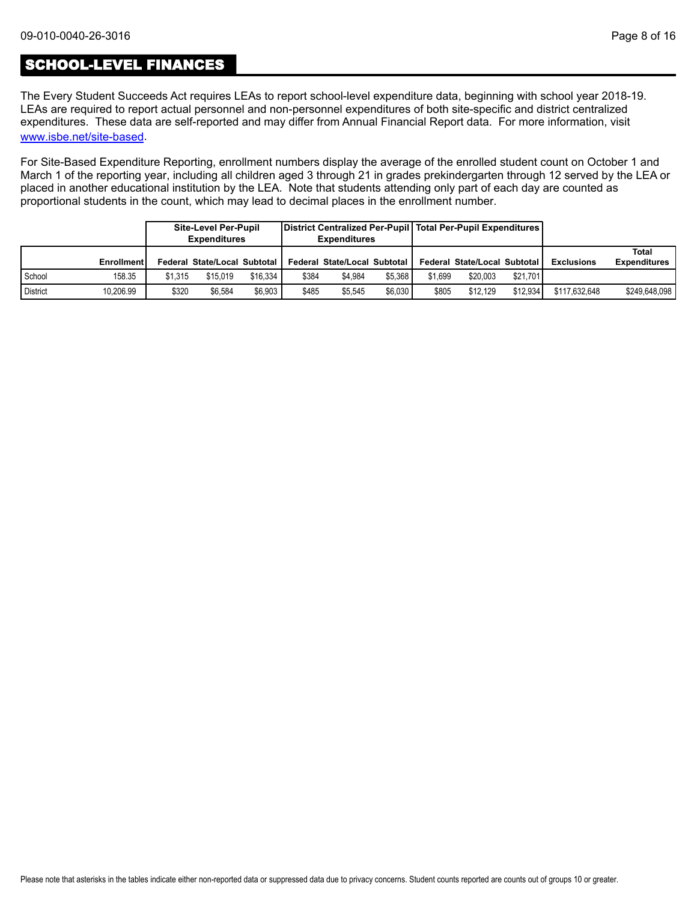## SCHOOL-LEVEL FINANCES

The Every Student Succeeds Act requires LEAs to report school-level expenditure data, beginning with school year 2018-19. LEAs are required to report actual personnel and non-personnel expenditures of both site-specific and district centralized expenditures. These data are self-reported and may differ from Annual Financial Report data. For more information, visit www.isbe.net/site-based.

For Site-Based Expenditure Reporting, enrollment numbers display the average of the enrolled student count on October 1 and March 1 of the reporting year, including all children aged 3 through 21 in grades prekindergarten through 12 served by the LEA or placed in another educational institution by the LEA. Note that students attending only part of each day are counted as proportional students in the count, which may lead to decimal places in the enrollment number.

| | | Site-Level Per-Pupil Expenditures | | | District Centralized Per-Pupil Expenditures | | | Total Per-Pupil Expenditures | | | | |
|---|---|---|---|---|---|---|---|---|---|---|---|---|
| | Enrollment | Federal | State/Local | Subtotal | Federal | State/Local | Subtotal | Federal | State/Local | Subtotal | Exclusions | Total Expenditures |
| School | 158.35 | $1,315 | $15,019 | $16,334 | $384 | $4,984 | $5,368 | $1,699 | $20,003 | $21,701 | | |
| District | 10,206.99 | $320 | $6,584 | $6,903 | $485 | $5,545 | $6,030 | $805 | $12,129 | $12,934 | $117,632,648 | $249,648,098 |

Please note that asterisks in the tables indicate either non-reported data or suppressed data due to privacy concerns. Student counts reported are counts out of groups 10 or greater.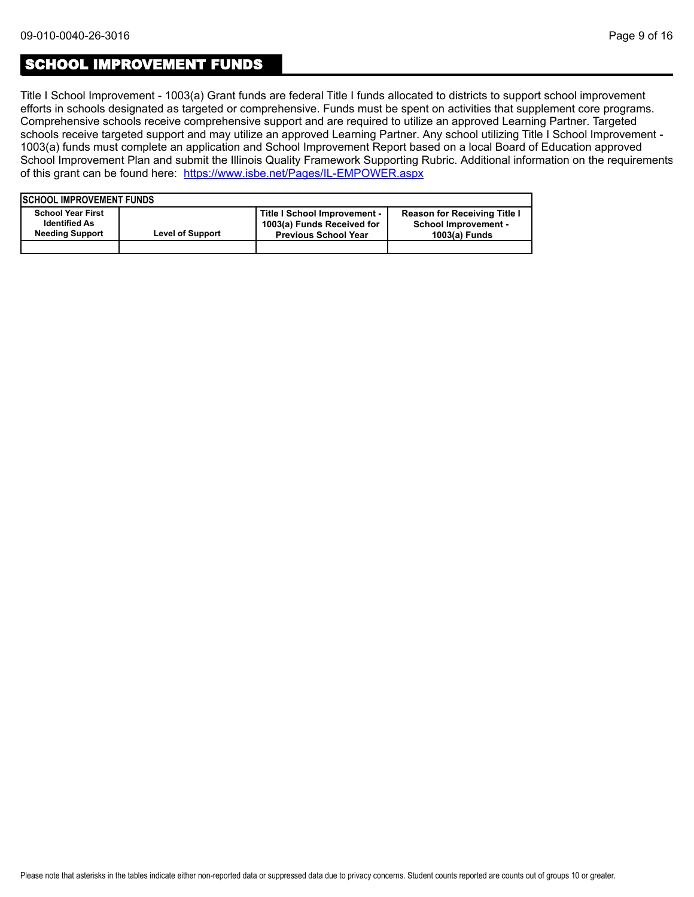## SCHOOL IMPROVEMENT FUNDS

Title I School Improvement - 1003(a) Grant funds are federal Title I funds allocated to districts to support school improvement efforts in schools designated as targeted or comprehensive. Funds must be spent on activities that supplement core programs. Comprehensive schools receive comprehensive support and are required to utilize an approved Learning Partner. Targeted schools receive targeted support and may utilize an approved Learning Partner. Any school utilizing Title I School Improvement - 1003(a) funds must complete an application and School Improvement Report based on a local Board of Education approved School Improvement Plan and submit the Illinois Quality Framework Supporting Rubric. Additional information on the requirements of this grant can be found here: [https://www.isbe.net/Pages/IL-EMPOWER.aspx](https://www.isbe.net/Pages/IL-EMPOWER.aspx)

| SCHOOL IMPROVEMENT FUNDS | | | |
|---|---|---|---|
| School Year First Identified As Needing Support | Level of Support | Title I School Improvement - 1003(a) Funds Received for Previous School Year | Reason for Receiving Title I School Improvement - 1003(a) Funds |
| | | | |

Please note that asterisks in the tables indicate either non-reported data or suppressed data due to privacy concerns. Student counts reported are counts out of groups 10 or greater.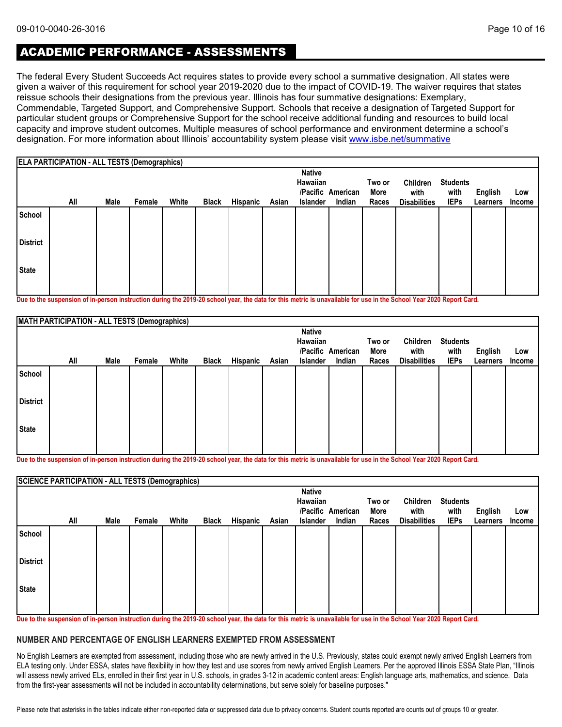## ACADEMIC PERFORMANCE - ASSESSMENTS

The federal Every Student Succeeds Act requires states to provide every school a summative designation. All states were given a waiver of this requirement for school year 2019-2020 due to the impact of COVID-19. The waiver requires that states reissue schools their designations from the previous year. Illinois has four summative designations: Exemplary, Commendable, Targeted Support, and Comprehensive Support. Schools that receive a designation of Targeted Support for particular student groups or Comprehensive Support for the school receive additional funding and resources to build local capacity and improve student outcomes. Multiple measures of school performance and environment determine a school's designation. For more information about Illinois' accountability system please visit www.isbe.net/summative

**ELA PARTICIPATION - ALL TESTS (Demographics)**

| | All | Male | Female | White | Black | Hispanic | Asian | Native Hawaiian /Pacific Islander | American Indian | Two or More Races | Children with Disabilities | Students with IEPs | English Learners | Low Income |
|---|---|---|---|---|---|---|---|---|---|---|---|---|---|---|
| School | | | | | | | | | | | | | | |
| District | | | | | | | | | | | | | | |
| State | | | | | | | | | | | | | | |

**Due to the suspension of in-person instruction during the 2019-20 school year, the data for this metric is unavailable for use in the School Year 2020 Report Card.**

**MATH PARTICIPATION - ALL TESTS (Demographics)**

| | All | Male | Female | White | Black | Hispanic | Asian | Native Hawaiian /Pacific Islander | American Indian | Two or More Races | Children with Disabilities | Students with IEPs | English Learners | Low Income |
|---|---|---|---|---|---|---|---|---|---|---|---|---|---|---|
| School | | | | | | | | | | | | | | |
| District | | | | | | | | | | | | | | |
| State | | | | | | | | | | | | | | |

**Due to the suspension of in-person instruction during the 2019-20 school year, the data for this metric is unavailable for use in the School Year 2020 Report Card.**

**SCIENCE PARTICIPATION - ALL TESTS (Demographics)**

| | All | Male | Female | White | Black | Hispanic | Asian | Native Hawaiian /Pacific Islander | American Indian | Two or More Races | Children with Disabilities | Students with IEPs | English Learners | Low Income |
|---|---|---|---|---|---|---|---|---|---|---|---|---|---|---|
| School | | | | | | | | | | | | | | |
| District | | | | | | | | | | | | | | |
| State | | | | | | | | | | | | | | |

**Due to the suspension of in-person instruction during the 2019-20 school year, the data for this metric is unavailable for use in the School Year 2020 Report Card.**

### NUMBER AND PERCENTAGE OF ENGLISH LEARNERS EXEMPTED FROM ASSESSMENT

No English Learners are exempted from assessment, including those who are newly arrived in the U.S. Previously, states could exempt newly arrived English Learners from ELA testing only. Under ESSA, states have flexibility in how they test and use scores from newly arrived English Learners. Per the approved Illinois ESSA State Plan, "Illinois will assess newly arrived ELs, enrolled in their first year in U.S. schools, in grades 3-12 in academic content areas: English language arts, mathematics, and science. Data from the first-year assessments will not be included in accountability determinations, but serve solely for baseline purposes."

Please note that asterisks in the tables indicate either non-reported data or suppressed data due to privacy concerns. Student counts reported are counts out of groups 10 or greater.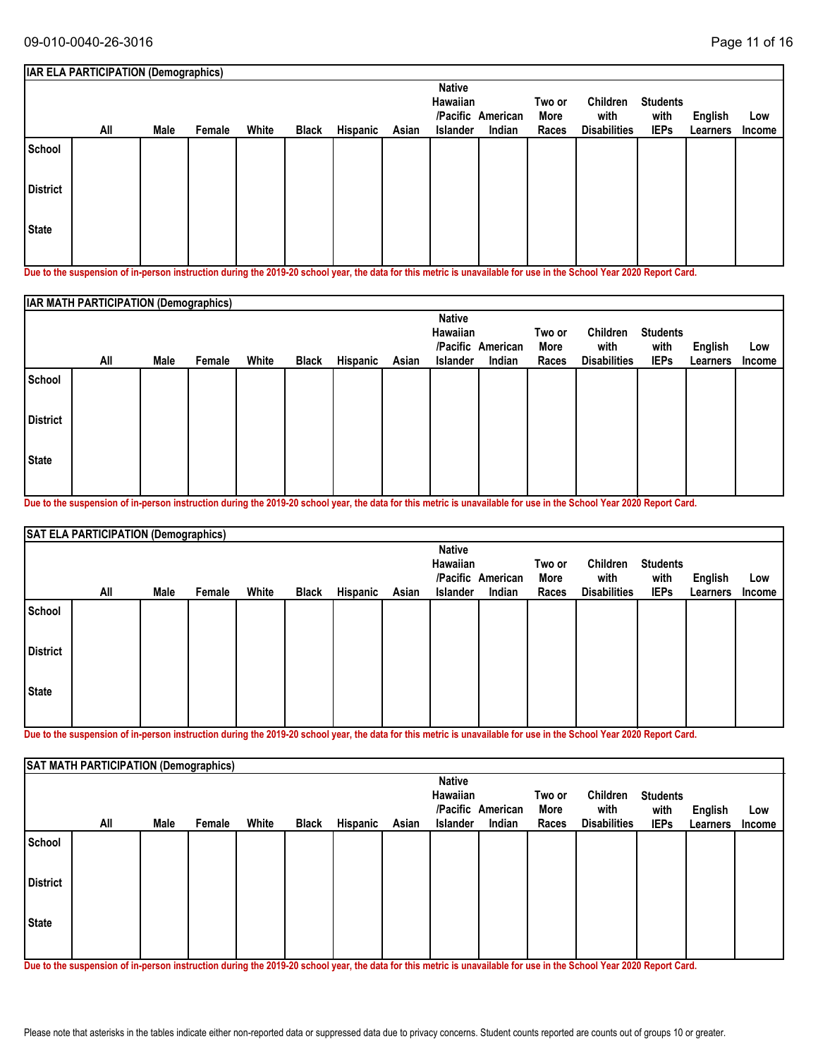| IAR ELA PARTICIPATION (Demographics) | | | | | | | | | | | | | | |
|---|---|---|---|---|---|---|---|---|---|---|---|---|---|---|
| | All | Male | Female | White | Black | Hispanic | Asian | Native Hawaiian /Pacific Islander | American Indian | Two or More Races | Children with Disabilities | Students with IEPs | English Learners | Low Income |
| School | | | | | | | | | | | | | | |
| District | | | | | | | | | | | | | | |
| State | | | | | | | | | | | | | | |

Due to the suspension of in-person instruction during the 2019-20 school year, the data for this metric is unavailable for use in the School Year 2020 Report Card.

| IAR MATH PARTICIPATION (Demographics) | | | | | | | | | | | | | | |
|---|---|---|---|---|---|---|---|---|---|---|---|---|---|---|
| | All | Male | Female | White | Black | Hispanic | Asian | Native Hawaiian /Pacific Islander | American Indian | Two or More Races | Children with Disabilities | Students with IEPs | English Learners | Low Income |
| School | | | | | | | | | | | | | | |
| District | | | | | | | | | | | | | | |
| State | | | | | | | | | | | | | | |

Due to the suspension of in-person instruction during the 2019-20 school year, the data for this metric is unavailable for use in the School Year 2020 Report Card.

| SAT ELA PARTICIPATION (Demographics) | | | | | | | | | | | | | | |
|---|---|---|---|---|---|---|---|---|---|---|---|---|---|---|
| | All | Male | Female | White | Black | Hispanic | Asian | Native Hawaiian /Pacific Islander | American Indian | Two or More Races | Children with Disabilities | Students with IEPs | English Learners | Low Income |
| School | | | | | | | | | | | | | | |
| District | | | | | | | | | | | | | | |
| State | | | | | | | | | | | | | | |

Due to the suspension of in-person instruction during the 2019-20 school year, the data for this metric is unavailable for use in the School Year 2020 Report Card.

| SAT MATH PARTICIPATION (Demographics) | | | | | | | | | | | | | | |
|---|---|---|---|---|---|---|---|---|---|---|---|---|---|---|
| | All | Male | Female | White | Black | Hispanic | Asian | Native Hawaiian /Pacific Islander | American Indian | Two or More Races | Children with Disabilities | Students with IEPs | English Learners | Low Income |
| School | | | | | | | | | | | | | | |
| District | | | | | | | | | | | | | | |
| State | | | | | | | | | | | | | | |

Due to the suspension of in-person instruction during the 2019-20 school year, the data for this metric is unavailable for use in the School Year 2020 Report Card.

Please note that asterisks in the tables indicate either non-reported data or suppressed data due to privacy concerns. Student counts reported are counts out of groups 10 or greater.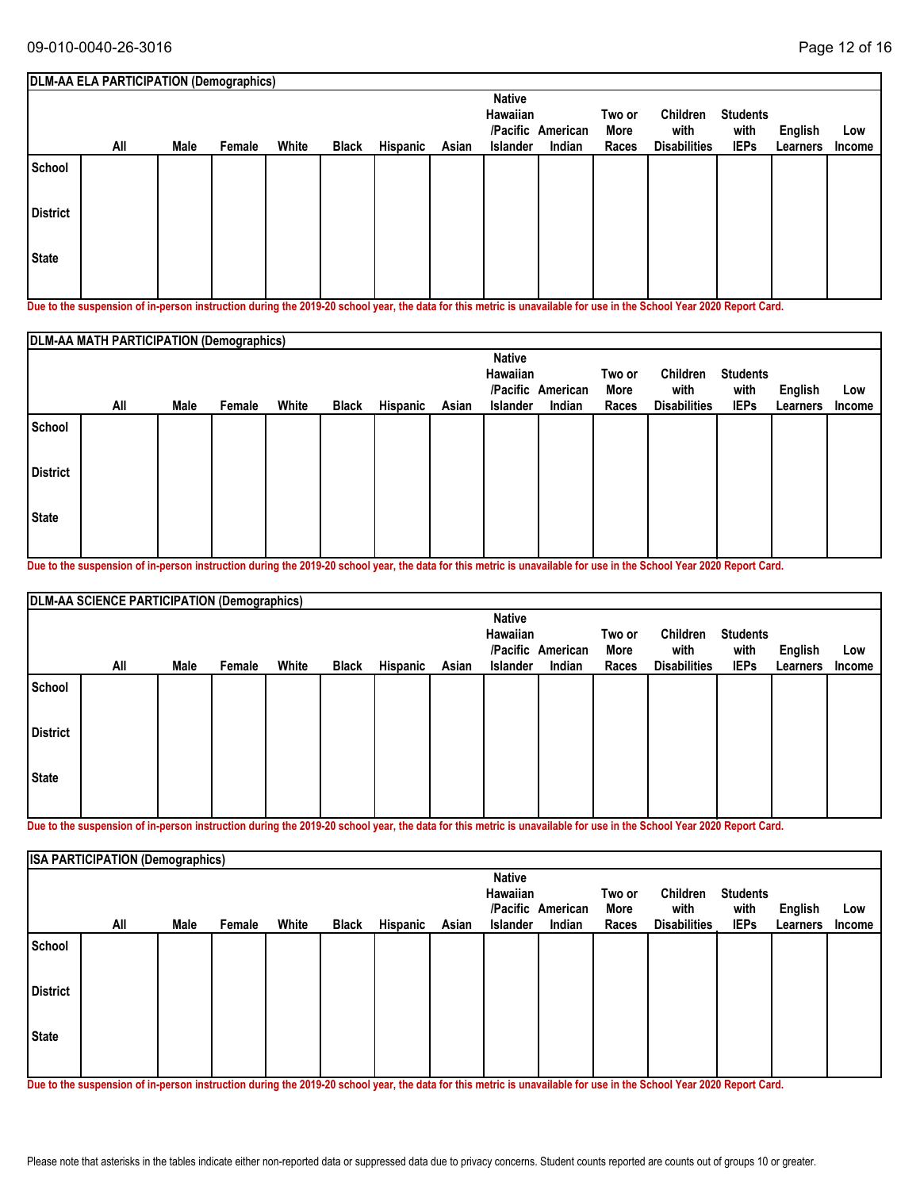| DLM-AA ELA PARTICIPATION (Demographics) | | | | | | | | | | | | | | |
|---|---|---|---|---|---|---|---|---|---|---|---|---|---|---|
| | All | Male | Female | White | Black | Hispanic | Asian | Native Hawaiian /Pacific Islander | American Indian | Two or More Races | Children with Disabilities | Students with IEPs | English Learners | Low Income |
| School | | | | | | | | | | | | | | |
| District | | | | | | | | | | | | | | |
| State | | | | | | | | | | | | | | |

Due to the suspension of in-person instruction during the 2019-20 school year, the data for this metric is unavailable for use in the School Year 2020 Report Card.

| DLM-AA MATH PARTICIPATION (Demographics) | | | | | | | | | | | | | | |
|---|---|---|---|---|---|---|---|---|---|---|---|---|---|---|
| | All | Male | Female | White | Black | Hispanic | Asian | Native Hawaiian /Pacific Islander | American Indian | Two or More Races | Children with Disabilities | Students with IEPs | English Learners | Low Income |
| School | | | | | | | | | | | | | | |
| District | | | | | | | | | | | | | | |
| State | | | | | | | | | | | | | | |

Due to the suspension of in-person instruction during the 2019-20 school year, the data for this metric is unavailable for use in the School Year 2020 Report Card.

| DLM-AA SCIENCE PARTICIPATION (Demographics) | | | | | | | | | | | | | | |
|---|---|---|---|---|---|---|---|---|---|---|---|---|---|---|
| | All | Male | Female | White | Black | Hispanic | Asian | Native Hawaiian /Pacific Islander | American Indian | Two or More Races | Children with Disabilities | Students with IEPs | English Learners | Low Income |
| School | | | | | | | | | | | | | | |
| District | | | | | | | | | | | | | | |
| State | | | | | | | | | | | | | | |

Due to the suspension of in-person instruction during the 2019-20 school year, the data for this metric is unavailable for use in the School Year 2020 Report Card.

| ISA PARTICIPATION (Demographics) | | | | | | | | | | | | | | |
|---|---|---|---|---|---|---|---|---|---|---|---|---|---|---|
| | All | Male | Female | White | Black | Hispanic | Asian | Native Hawaiian /Pacific Islander | American Indian | Two or More Races | Children with Disabilities | Students with IEPs | English Learners | Low Income |
| School | | | | | | | | | | | | | | |
| District | | | | | | | | | | | | | | |
| State | | | | | | | | | | | | | | |

Due to the suspension of in-person instruction during the 2019-20 school year, the data for this metric is unavailable for use in the School Year 2020 Report Card.

Please note that asterisks in the tables indicate either non-reported data or suppressed data due to privacy concerns. Student counts reported are counts out of groups 10 or greater.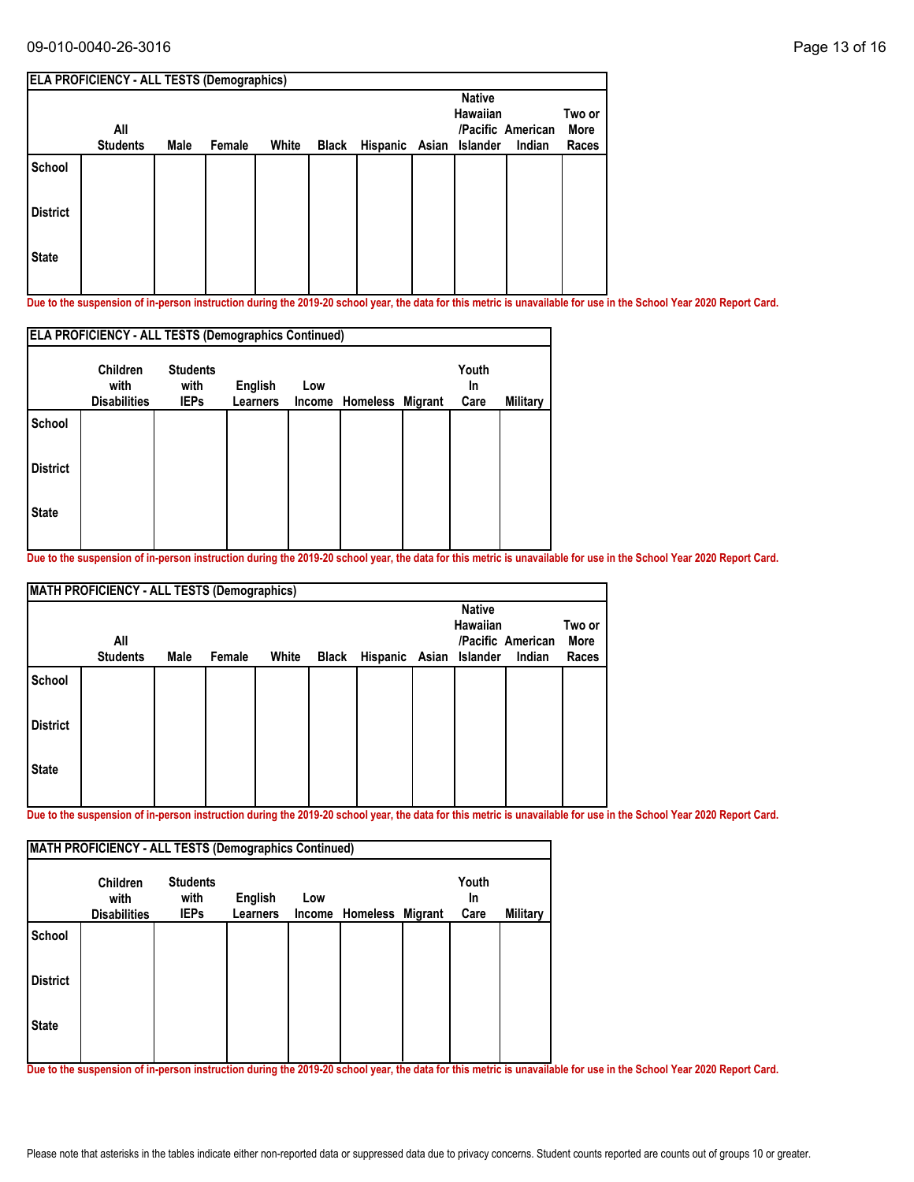| ELA PROFICIENCY - ALL TESTS (Demographics) | | | | | | | | | | |
|---|---|---|---|---|---|---|---|---|---|---|
| | All Students | Male | Female | White | Black | Hispanic | Asian | Native Hawaiian /Pacific Islander | American Indian | Two or More Races |
| School | | | | | | | | | | |
| District | | | | | | | | | | |
| State | | | | | | | | | | |

**Due to the suspension of in-person instruction during the 2019-20 school year, the data for this metric is unavailable for use in the School Year 2020 Report Card.**

| ELA PROFICIENCY - ALL TESTS (Demographics Continued) | | | | | | | | |
|---|---|---|---|---|---|---|---|---|
| | Children with Disabilities | Students with IEPs | English Learners | Low Income | Homeless | Migrant | Youth In Care | Military |
| School | | | | | | | | |
| District | | | | | | | | |
| State | | | | | | | | |

**Due to the suspension of in-person instruction during the 2019-20 school year, the data for this metric is unavailable for use in the School Year 2020 Report Card.**

| MATH PROFICIENCY - ALL TESTS (Demographics) | | | | | | | | | | |
|---|---|---|---|---|---|---|---|---|---|---|
| | All Students | Male | Female | White | Black | Hispanic | Asian | Native Hawaiian /Pacific Islander | American Indian | Two or More Races |
| School | | | | | | | | | | |
| District | | | | | | | | | | |
| State | | | | | | | | | | |

**Due to the suspension of in-person instruction during the 2019-20 school year, the data for this metric is unavailable for use in the School Year 2020 Report Card.**

| MATH PROFICIENCY - ALL TESTS (Demographics Continued) | | | | | | | | |
|---|---|---|---|---|---|---|---|---|
| | Children with Disabilities | Students with IEPs | English Learners | Low Income | Homeless | Migrant | Youth In Care | Military |
| School | | | | | | | | |
| District | | | | | | | | |
| State | | | | | | | | |

**Due to the suspension of in-person instruction during the 2019-20 school year, the data for this metric is unavailable for use in the School Year 2020 Report Card.**

Please note that asterisks in the tables indicate either non-reported data or suppressed data due to privacy concerns. Student counts reported are counts out of groups 10 or greater.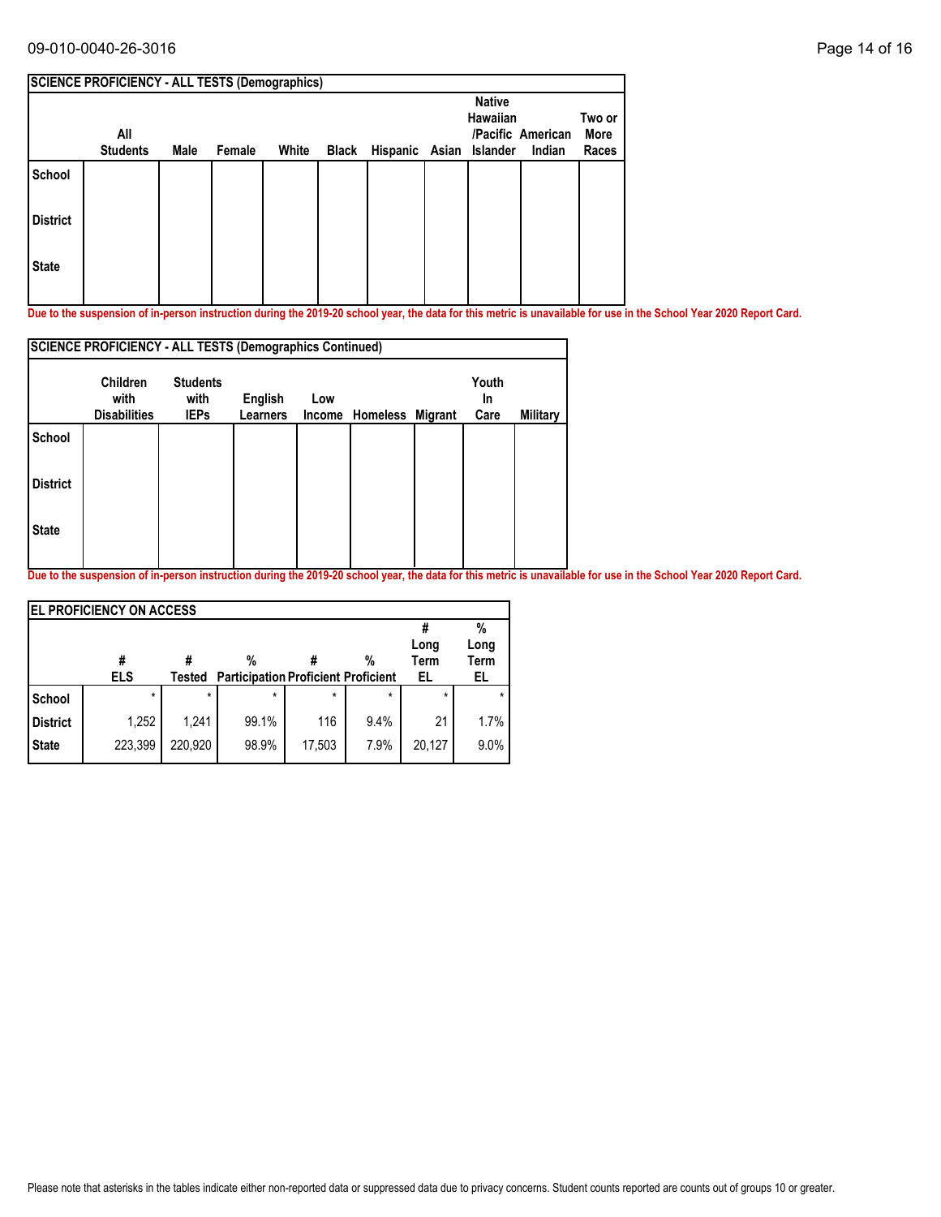| SCIENCE PROFICIENCY - ALL TESTS (Demographics) | | | | | | | | | | |
|---|---|---|---|---|---|---|---|---|---|---|
| | All Students | Male | Female | White | Black | Hispanic | Asian | Native Hawaiian /Pacific Islander | American Indian | Two or More Races |
| School | | | | | | | | | | |
| District | | | | | | | | | | |
| State | | | | | | | | | | |

**Due to the suspension of in-person instruction during the 2019-20 school year, the data for this metric is unavailable for use in the School Year 2020 Report Card.**

| SCIENCE PROFICIENCY - ALL TESTS (Demographics Continued) | | | | | | | | |
|---|---|---|---|---|---|---|---|---|
| | Children with Disabilities | Students with IEPs | English Learners | Low Income | Homeless | Migrant | Youth In Care | Military |
| School | | | | | | | | |
| District | | | | | | | | |
| State | | | | | | | | |

**Due to the suspension of in-person instruction during the 2019-20 school year, the data for this metric is unavailable for use in the School Year 2020 Report Card.**

| EL PROFICIENCY ON ACCESS | | | | | | | |
|---|---|---|---|---|---|---|---|
| | # ELS | # Tested | % Participation | # Proficient | % Proficient | # Long Term EL | % Long Term EL |
| School | * | * | * | * | * | * | * |
| District | 1,252 | 1,241 | 99.1% | 116 | 9.4% | 21 | 1.7% |
| State | 223,399 | 220,920 | 98.9% | 17,503 | 7.9% | 20,127 | 9.0% |

Please note that asterisks in the tables indicate either non-reported data or suppressed data due to privacy concerns. Student counts reported are counts out of groups 10 or greater.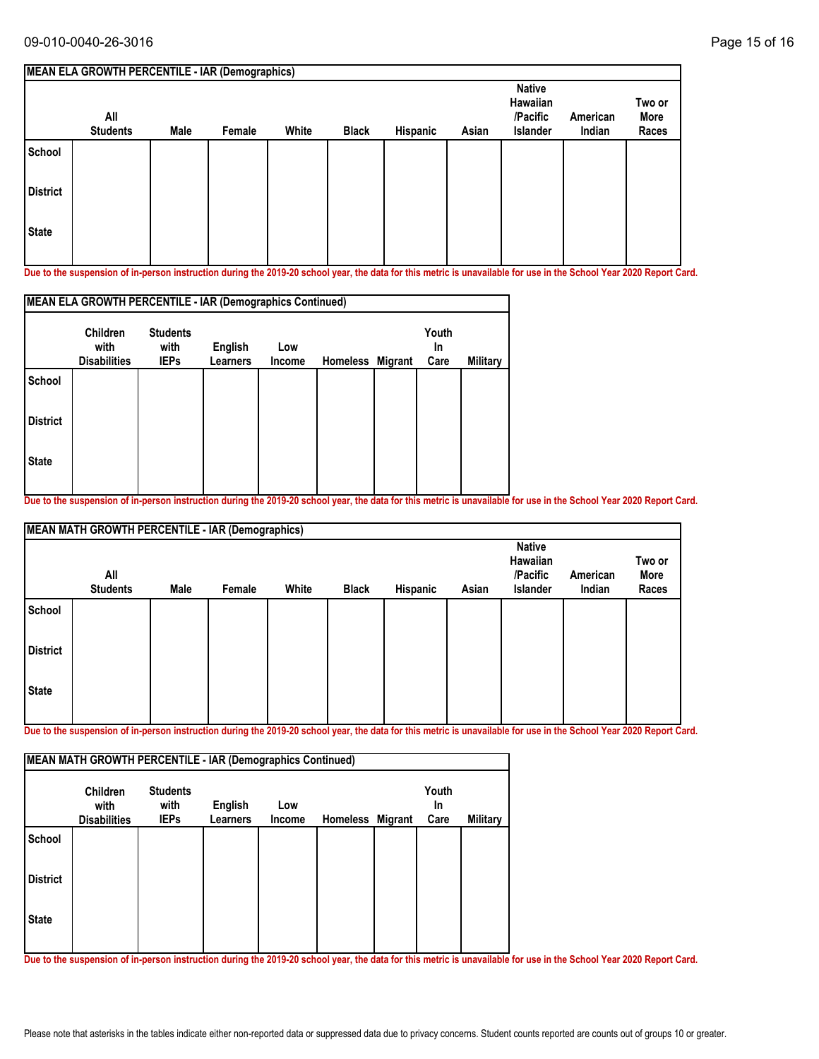| MEAN ELA GROWTH PERCENTILE - IAR (Demographics) | | | | | | | | | | |
|---|---|---|---|---|---|---|---|---|---|---|
| | All Students | Male | Female | White | Black | Hispanic | Asian | Native Hawaiian /Pacific Islander | American Indian | Two or More Races |
| School | | | | | | | | | | |
| District | | | | | | | | | | |
| State | | | | | | | | | | |

**Due to the suspension of in-person instruction during the 2019-20 school year, the data for this metric is unavailable for use in the School Year 2020 Report Card.**

| MEAN ELA GROWTH PERCENTILE - IAR (Demographics Continued) | | | | | | | | |
|---|---|---|---|---|---|---|---|---|
| | Children with Disabilities | Students with IEPs | English Learners | Low Income | Homeless | Migrant | Youth In Care | Military |
| School | | | | | | | | |
| District | | | | | | | | |
| State | | | | | | | | |

**Due to the suspension of in-person instruction during the 2019-20 school year, the data for this metric is unavailable for use in the School Year 2020 Report Card.**

| MEAN MATH GROWTH PERCENTILE - IAR (Demographics) | | | | | | | | | | |
|---|---|---|---|---|---|---|---|---|---|---|
| | All Students | Male | Female | White | Black | Hispanic | Asian | Native Hawaiian /Pacific Islander | American Indian | Two or More Races |
| School | | | | | | | | | | |
| District | | | | | | | | | | |
| State | | | | | | | | | | |

**Due to the suspension of in-person instruction during the 2019-20 school year, the data for this metric is unavailable for use in the School Year 2020 Report Card.**

| MEAN MATH GROWTH PERCENTILE - IAR (Demographics Continued) | | | | | | | | |
|---|---|---|---|---|---|---|---|---|
| | Children with Disabilities | Students with IEPs | English Learners | Low Income | Homeless | Migrant | Youth In Care | Military |
| School | | | | | | | | |
| District | | | | | | | | |
| State | | | | | | | | |

**Due to the suspension of in-person instruction during the 2019-20 school year, the data for this metric is unavailable for use in the School Year 2020 Report Card.**

Please note that asterisks in the tables indicate either non-reported data or suppressed data due to privacy concerns. Student counts reported are counts out of groups 10 or greater.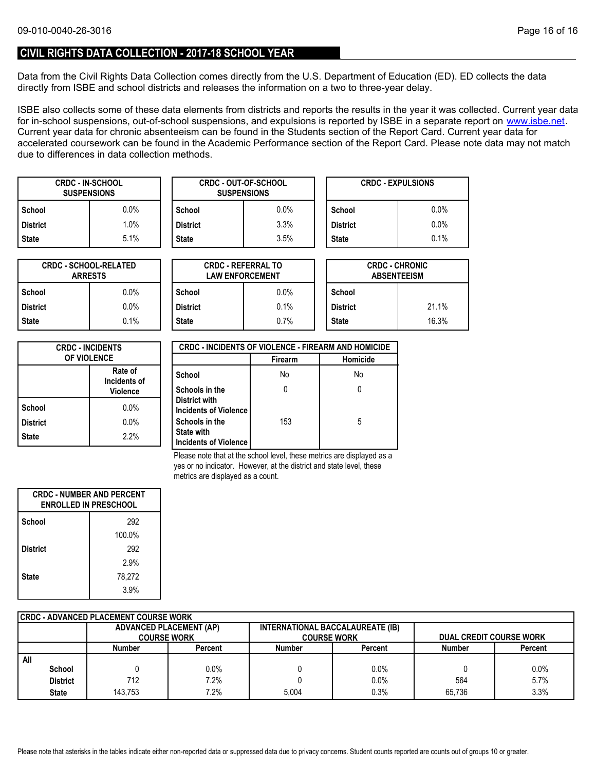## CIVIL RIGHTS DATA COLLECTION - 2017-18 SCHOOL YEAR

Data from the Civil Rights Data Collection comes directly from the U.S. Department of Education (ED). ED collects the data directly from ISBE and school districts and releases the information on a two to three-year delay.

ISBE also collects some of these data elements from districts and reports the results in the year it was collected. Current year data for in-school suspensions, out-of-school suspensions, and expulsions is reported by ISBE in a separate report on www.isbe.net. Current year data for chronic absenteeism can be found in the Students section of the Report Card. Current year data for accelerated coursework can be found in the Academic Performance section of the Report Card. Please note data may not match due to differences in data collection methods.

| CRDC - IN-SCHOOL SUSPENSIONS | |
|---|---|
| School | 0.0% |
| District | 1.0% |
| State | 5.1% |

| CRDC - OUT-OF-SCHOOL SUSPENSIONS | |
|---|---|
| School | 0.0% |
| District | 3.3% |
| State | 3.5% |

| CRDC - EXPULSIONS | |
|---|---|
| School | 0.0% |
| District | 0.0% |
| State | 0.1% |

| CRDC - SCHOOL-RELATED ARRESTS | |
|---|---|
| School | 0.0% |
| District | 0.0% |
| State | 0.1% |

| CRDC - REFERRAL TO LAW ENFORCEMENT | |
|---|---|
| School | 0.0% |
| District | 0.1% |
| State | 0.7% |

| CRDC - CHRONIC ABSENTEEISM | |
|---|---|
| School | |
| District | 21.1% |
| State | 16.3% |

| CRDC - INCIDENTS OF VIOLENCE | Rate of Incidents of Violence |
|---|---|
| School | 0.0% |
| District | 0.0% |
| State | 2.2% |

| CRDC - INCIDENTS OF VIOLENCE - FIREARM AND HOMICIDE | Firearm | Homicide |
|---|---|---|
| School | No | No |
| Schools in the District with Incidents of Violence | 0 | 0 |
| Schools in the State with Incidents of Violence | 153 | 5 |

Please note that at the school level, these metrics are displayed as a yes or no indicator. However, at the district and state level, these metrics are displayed as a count.

| CRDC - NUMBER AND PERCENT ENROLLED IN PRESCHOOL | |
|---|---|
| School | 292 |
| | 100.0% |
| District | 292 |
| | 2.9% |
| State | 78,272 |
| | 3.9% |

| CRDC - ADVANCED PLACEMENT COURSE WORK | ADVANCED PLACEMENT (AP) COURSE WORK | | INTERNATIONAL BACCALAUREATE (IB) COURSE WORK | | DUAL CREDIT COURSE WORK | |
|---|---|---|---|---|---|---|
| | Number | Percent | Number | Percent | Number | Percent |
| All | | | | | | |
| School | 0 | 0.0% | 0 | 0.0% | 0 | 0.0% |
| District | 712 | 7.2% | 0 | 0.0% | 564 | 5.7% |
| State | 143,753 | 7.2% | 5,004 | 0.3% | 65,736 | 3.3% |

Please note that asterisks in the tables indicate either non-reported data or suppressed data due to privacy concerns. Student counts reported are counts out of groups 10 or greater.